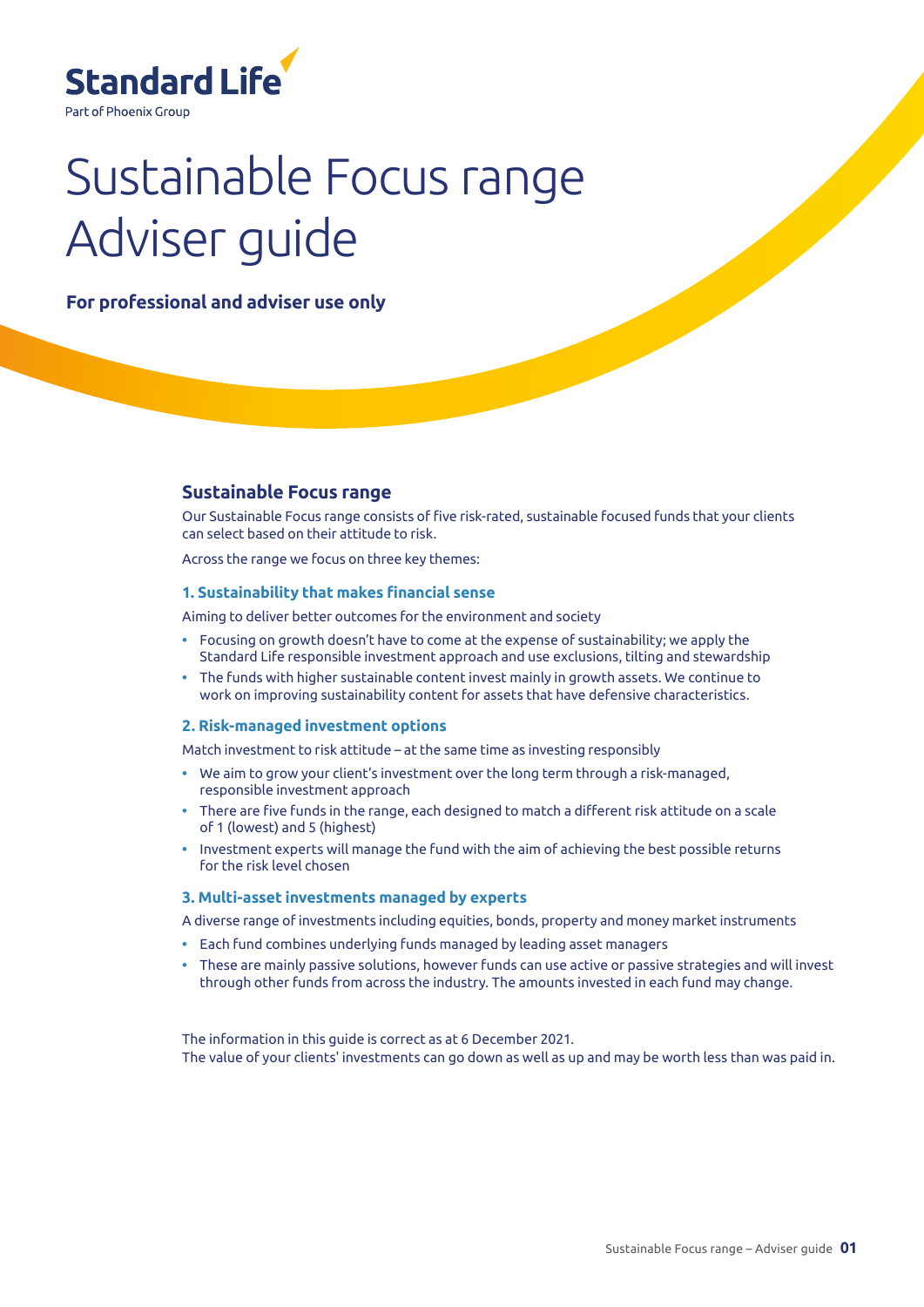Standard Life

Part of Phoenix Group

# Sustainable Focus range Adviser guide

**For professional and adviser use only**

## Sustainable Focus range

Our Sustainable Focus range consists of five risk-rated, sustainable focused funds that your clients can select based on their attitude to risk.

Across the range we focus on three key themes:

### 1. Sustainability that makes financial sense

Aiming to deliver better outcomes for the environment and society

- Focusing on growth doesn't have to come at the expense of sustainability; we apply the Standard Life responsible investment approach and use exclusions, tilting and stewardship
- The funds with higher sustainable content invest mainly in growth assets. We continue to work on improving sustainability content for assets that have defensive characteristics.

### 2. Risk-managed investment options

Match investment to risk attitude – at the same time as investing responsibly

- We aim to grow your client's investment over the long term through a risk-managed, responsible investment approach
- There are five funds in the range, each designed to match a different risk attitude on a scale of 1 (lowest) and 5 (highest)
- Investment experts will manage the fund with the aim of achieving the best possible returns for the risk level chosen

### 3. Multi-asset investments managed by experts

A diverse range of investments including equities, bonds, property and money market instruments

- Each fund combines underlying funds managed by leading asset managers
- These are mainly passive solutions, however funds can use active or passive strategies and will invest through other funds from across the industry. The amounts invested in each fund may change.

The information in this guide is correct as at 6 December 2021.
The value of your clients' investments can go down as well as up and may be worth less than was paid in.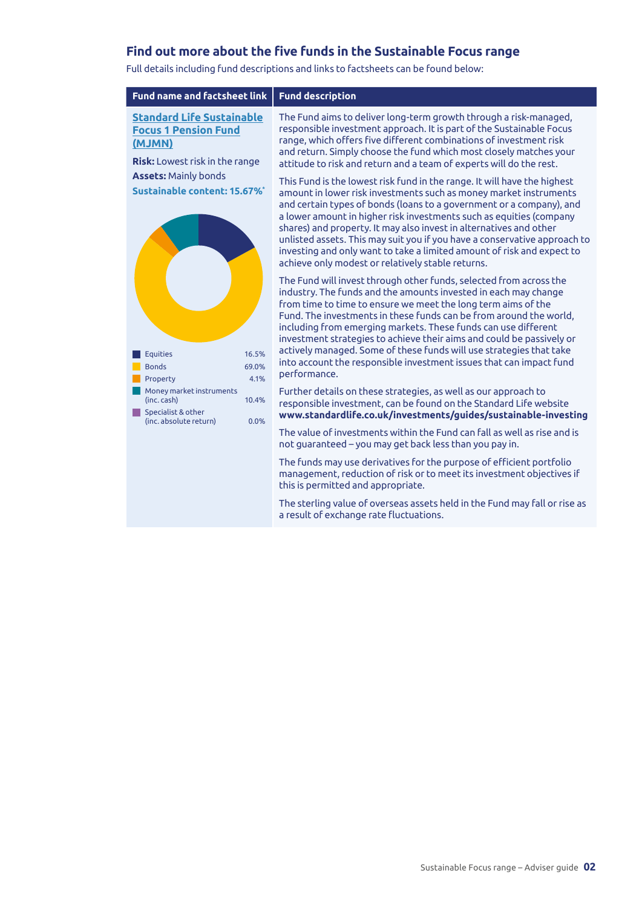## Find out more about the five funds in the Sustainable Focus range

Full details including fund descriptions and links to factsheets can be found below:

| Fund name and factsheet link | Fund description |
|---|---|
| **Standard Life Sustainable Focus 1 Pension Fund (MJMN)**<br><br>**Risk:** Lowest risk in the range<br>**Assets:** Mainly bonds<br>**Sustainable content: 15.67%***<br><br>Equities 16.5%<br>Bonds 69.0%<br>Property 4.1%<br>Money market instruments (inc. cash) 10.4%<br>Specialist & other (inc. absolute return) 0.0% | The Fund aims to deliver long-term growth through a risk-managed, responsible investment approach. It is part of the Sustainable Focus range, which offers five different combinations of investment risk and return. Simply choose the fund which most closely matches your attitude to risk and return and a team of experts will do the rest.<br><br>This Fund is the lowest risk fund in the range. It will have the highest amount in lower risk investments such as money market instruments and certain types of bonds (loans to a government or a company), and a lower amount in higher risk investments such as equities (company shares) and property. It may also invest in alternatives and other unlisted assets. This may suit you if you have a conservative approach to investing and only want to take a limited amount of risk and expect to achieve only modest or relatively stable returns.<br><br>The Fund will invest through other funds, selected from across the industry. The funds and the amounts invested in each may change from time to time to ensure we meet the long term aims of the Fund. The investments in these funds can be from around the world, including from emerging markets. These funds can use different investment strategies to achieve their aims and could be passively or actively managed. Some of these funds will use strategies that take into account the responsible investment issues that can impact fund performance.<br><br>Further details on these strategies, as well as our approach to responsible investment, can be found on the Standard Life website **www.standardlife.co.uk/investments/guides/sustainable-investing**<br><br>The value of investments within the Fund can fall as well as rise and is not guaranteed – you may get back less than you pay in.<br><br>The funds may use derivatives for the purpose of efficient portfolio management, reduction of risk or to meet its investment objectives if this is permitted and appropriate.<br><br>The sterling value of overseas assets held in the Fund may fall or rise as a result of exchange rate fluctuations. |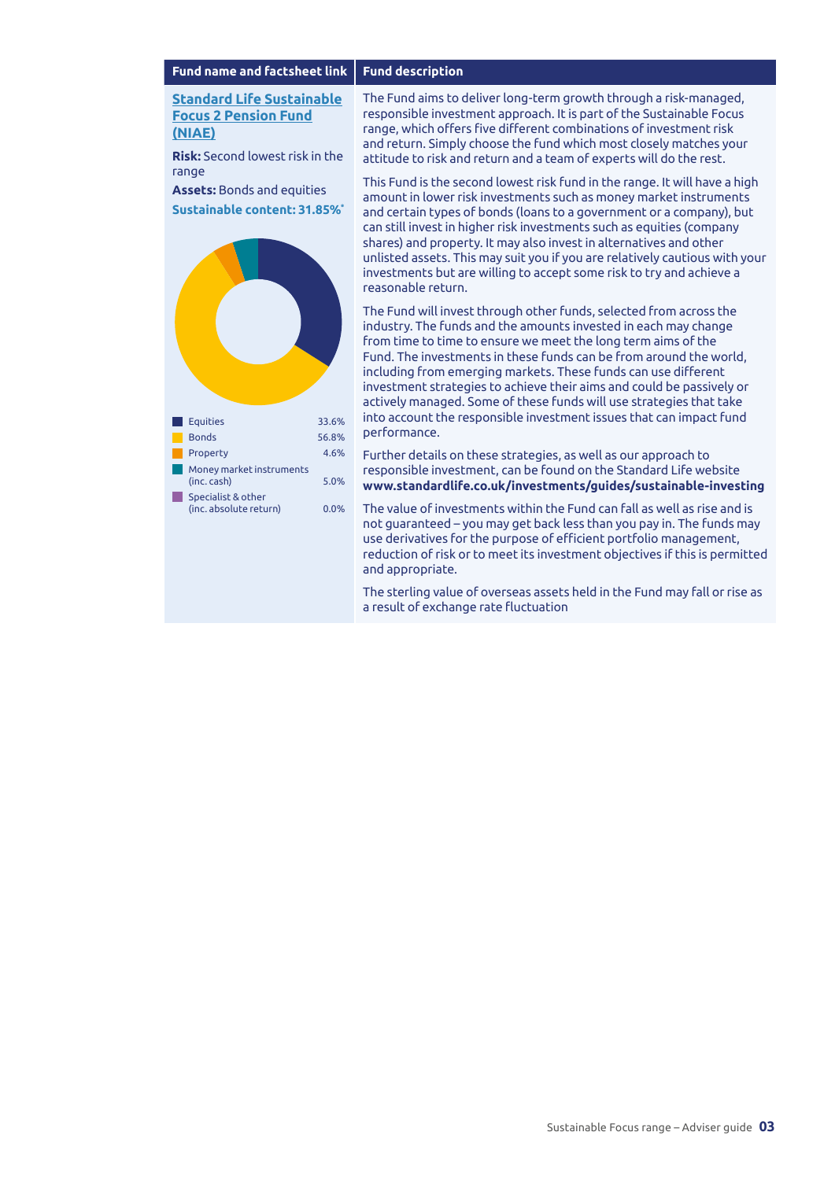| Fund name and factsheet link | Fund description |
|---|---|
| **[Standard Life Sustainable Focus 2 Pension Fund (NIAE)]** | The Fund aims to deliver long-term growth through a risk-managed, responsible investment approach. It is part of the Sustainable Focus range, which offers five different combinations of investment risk and return. Simply choose the fund which most closely matches your attitude to risk and return and a team of experts will do the rest. |

**Standard Life Sustainable Focus 2 Pension Fund (NIAE)**

**Risk:** Second lowest risk in the range

**Assets:** Bonds and equities

**Sustainable content: 31.85%***

| Asset | Allocation |
|---|---|
| Equities | 33.6% |
| Bonds | 56.8% |
| Property | 4.6% |
| Money market instruments (inc. cash) | 5.0% |
| Specialist & other (inc. absolute return) | 0.0% |

**Fund description**

The Fund aims to deliver long-term growth through a risk-managed, responsible investment approach. It is part of the Sustainable Focus range, which offers five different combinations of investment risk and return. Simply choose the fund which most closely matches your attitude to risk and return and a team of experts will do the rest.

This Fund is the second lowest risk fund in the range. It will have a high amount in lower risk investments such as money market instruments and certain types of bonds (loans to a government or a company), but can still invest in higher risk investments such as equities (company shares) and property. It may also invest in alternatives and other unlisted assets. This may suit you if you are relatively cautious with your investments but are willing to accept some risk to try and achieve a reasonable return.

The Fund will invest through other funds, selected from across the industry. The funds and the amounts invested in each may change from time to time to ensure we meet the long term aims of the Fund. The investments in these funds can be from around the world, including from emerging markets. These funds can use different investment strategies to achieve their aims and could be passively or actively managed. Some of these funds will use strategies that take into account the responsible investment issues that can impact fund performance.

Further details on these strategies, as well as our approach to responsible investment, can be found on the Standard Life website **www.standardlife.co.uk/investments/guides/sustainable-investing**

The value of investments within the Fund can fall as well as rise and is not guaranteed – you may get back less than you pay in. The funds may use derivatives for the purpose of efficient portfolio management, reduction of risk or to meet its investment objectives if this is permitted and appropriate.

The sterling value of overseas assets held in the Fund may fall or rise as a result of exchange rate fluctuation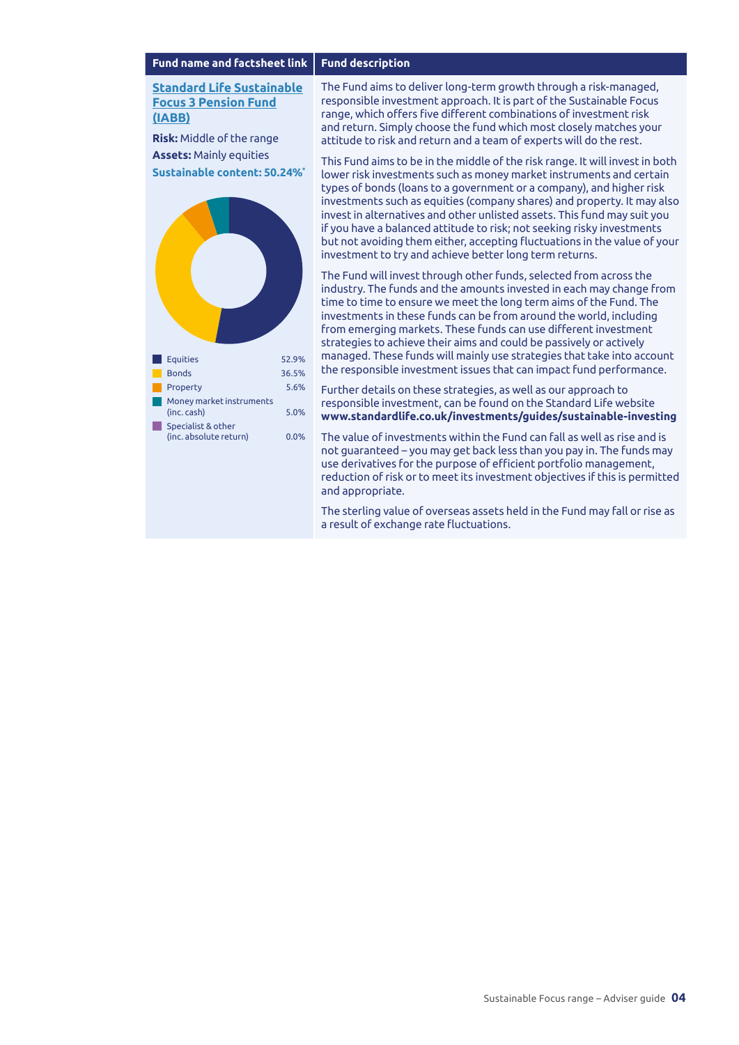| Fund name and factsheet link | Fund description |
|---|---|
| **Standard Life Sustainable Focus 3 Pension Fund (IABB)**<br><br>**Risk:** Middle of the range<br>**Assets:** Mainly equities<br>**Sustainable content: 50.24%*** | The Fund aims to deliver long-term growth through a risk-managed, responsible investment approach. It is part of the Sustainable Focus range, which offers five different combinations of investment risk and return. Simply choose the fund which most closely matches your attitude to risk and return and a team of experts will do the rest.<br><br>This Fund aims to be in the middle of the risk range. It will invest in both lower risk investments such as money market instruments and certain types of bonds (loans to a government or a company), and higher risk investments such as equities (company shares) and property. It may also invest in alternatives and other unlisted assets. This fund may suit you if you have a balanced attitude to risk; not seeking risky investments but not avoiding them either, accepting fluctuations in the value of your investment to try and achieve better long term returns.<br><br>The Fund will invest through other funds, selected from across the industry. The funds and the amounts invested in each may change from time to time to ensure we meet the long term aims of the Fund. The investments in these funds can be from around the world, including from emerging markets. These funds can use different investment strategies to achieve their aims and could be passively or actively managed. These funds will mainly use strategies that take into account the responsible investment issues that can impact fund performance.<br><br>Further details on these strategies, as well as our approach to responsible investment, can be found on the Standard Life website **www.standardlife.co.uk/investments/guides/sustainable-investing**<br><br>The value of investments within the Fund can fall as well as rise and is not guaranteed – you may get back less than you pay in. The funds may use derivatives for the purpose of efficient portfolio management, reduction of risk or to meet its investment objectives if this is permitted and appropriate.<br><br>The sterling value of overseas assets held in the Fund may fall or rise as a result of exchange rate fluctuations. |

| Asset | % |
|---|---|
| Equities | 52.9% |
| Bonds | 36.5% |
| Property | 5.6% |
| Money market instruments (inc. cash) | 5.0% |
| Specialist & other (inc. absolute return) | 0.0% |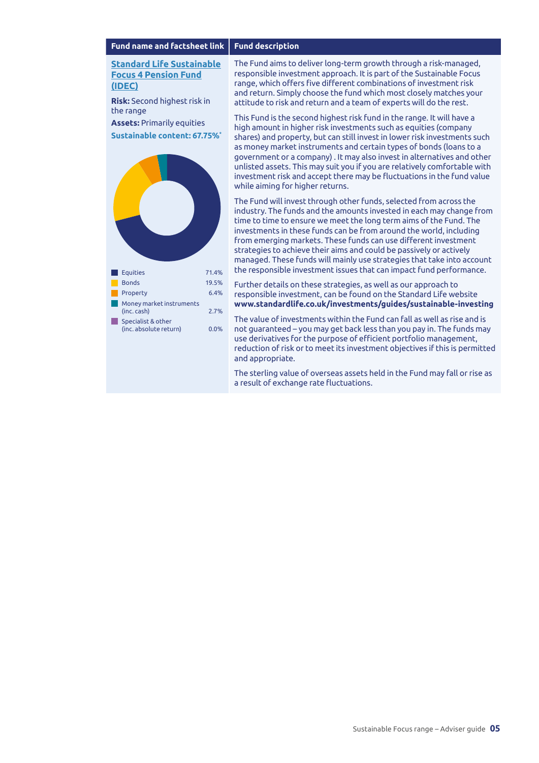| Fund name and factsheet link | Fund description |
|---|---|
| **Standard Life Sustainable Focus 4 Pension Fund (IDEC)**<br><br>**Risk:** Second highest risk in the range<br><br>**Assets:** Primarily equities<br><br>**Sustainable content: 67.75%***<br><br>Equities 71.4%<br>Bonds 19.5%<br>Property 6.4%<br>Money market instruments (inc. cash) 2.7%<br>Specialist & other (inc. absolute return) 0.0% | The Fund aims to deliver long-term growth through a risk-managed, responsible investment approach. It is part of the Sustainable Focus range, which offers five different combinations of investment risk and return. Simply choose the fund which most closely matches your attitude to risk and return and a team of experts will do the rest.<br><br>This Fund is the second highest risk fund in the range. It will have a high amount in higher risk investments such as equities (company shares) and property, but can still invest in lower risk investments such as money market instruments and certain types of bonds (loans to a government or a company) . It may also invest in alternatives and other unlisted assets. This may suit you if you are relatively comfortable with investment risk and accept there may be fluctuations in the fund value while aiming for higher returns.<br><br>The Fund will invest through other funds, selected from across the industry. The funds and the amounts invested in each may change from time to time to ensure we meet the long term aims of the Fund. The investments in these funds can be from around the world, including from emerging markets. These funds can use different investment strategies to achieve their aims and could be passively or actively managed. These funds will mainly use strategies that take into account the responsible investment issues that can impact fund performance.<br><br>Further details on these strategies, as well as our approach to responsible investment, can be found on the Standard Life website **www.standardlife.co.uk/investments/guides/sustainable-investing**<br><br>The value of investments within the Fund can fall as well as rise and is not guaranteed – you may get back less than you pay in. The funds may use derivatives for the purpose of efficient portfolio management, reduction of risk or to meet its investment objectives if this is permitted and appropriate.<br><br>The sterling value of overseas assets held in the Fund may fall or rise as a result of exchange rate fluctuations. |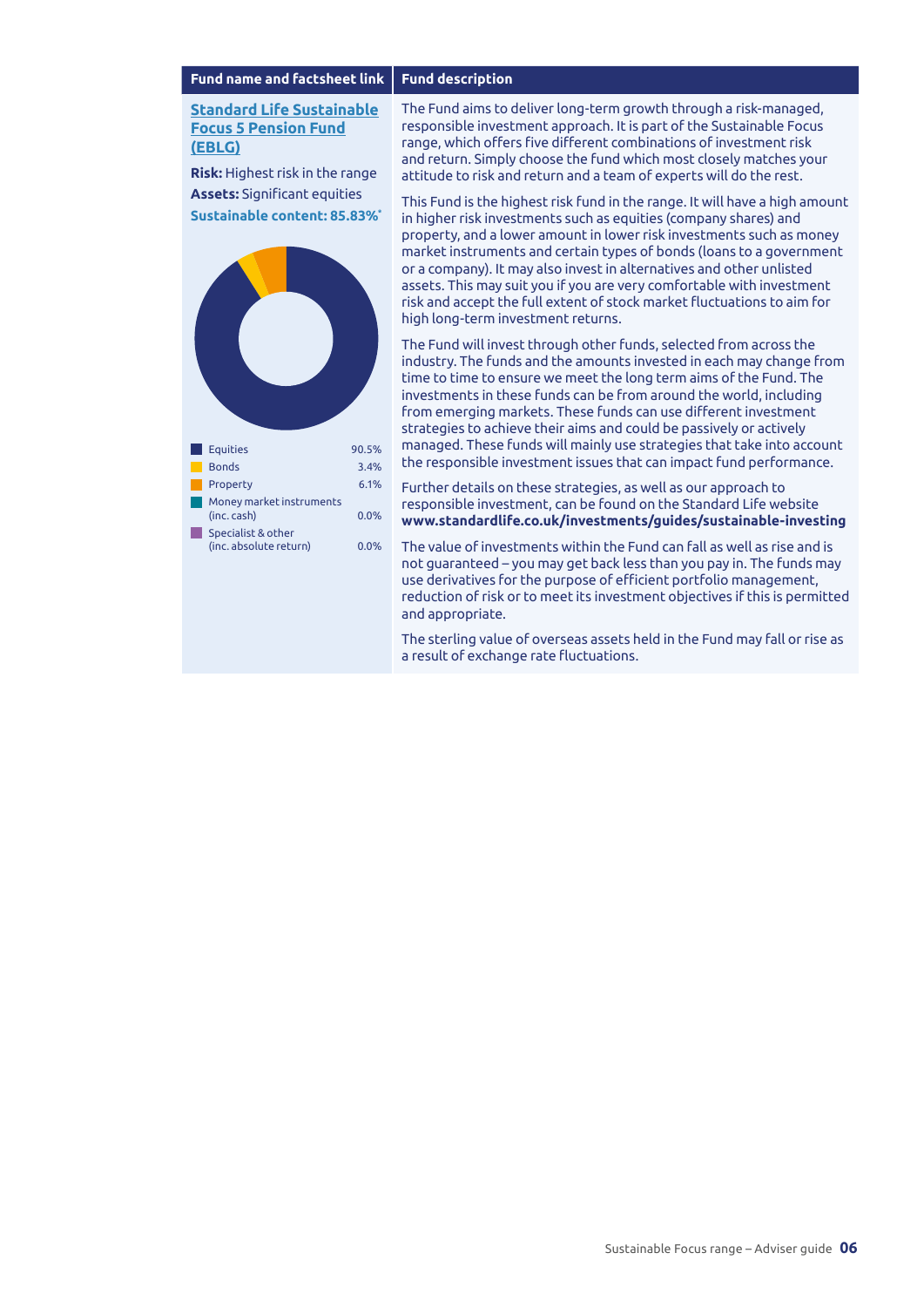| Fund name and factsheet link | Fund description |
|---|---|
| **Standard Life Sustainable Focus 5 Pension Fund (EBLG)**<br><br>**Risk:** Highest risk in the range<br>**Assets:** Significant equities<br>**Sustainable content: 85.83%***<br><br>Equities 90.5%<br>Bonds 3.4%<br>Property 6.1%<br>Money market instruments (inc. cash) 0.0%<br>Specialist & other (inc. absolute return) 0.0% | The Fund aims to deliver long-term growth through a risk-managed, responsible investment approach. It is part of the Sustainable Focus range, which offers five different combinations of investment risk and return. Simply choose the fund which most closely matches your attitude to risk and return and a team of experts will do the rest.<br><br>This Fund is the highest risk fund in the range. It will have a high amount in higher risk investments such as equities (company shares) and property, and a lower amount in lower risk investments such as money market instruments and certain types of bonds (loans to a government or a company). It may also invest in alternatives and other unlisted assets. This may suit you if you are very comfortable with investment risk and accept the full extent of stock market fluctuations to aim for high long-term investment returns.<br><br>The Fund will invest through other funds, selected from across the industry. The funds and the amounts invested in each may change from time to time to ensure we meet the long term aims of the Fund. The investments in these funds can be from around the world, including from emerging markets. These funds can use different investment strategies to achieve their aims and could be passively or actively managed. These funds will mainly use strategies that take into account the responsible investment issues that can impact fund performance.<br><br>Further details on these strategies, as well as our approach to responsible investment, can be found on the Standard Life website **www.standardlife.co.uk/investments/guides/sustainable-investing**<br><br>The value of investments within the Fund can fall as well as rise and is not guaranteed – you may get back less than you pay in. The funds may use derivatives for the purpose of efficient portfolio management, reduction of risk or to meet its investment objectives if this is permitted and appropriate.<br><br>The sterling value of overseas assets held in the Fund may fall or rise as a result of exchange rate fluctuations. |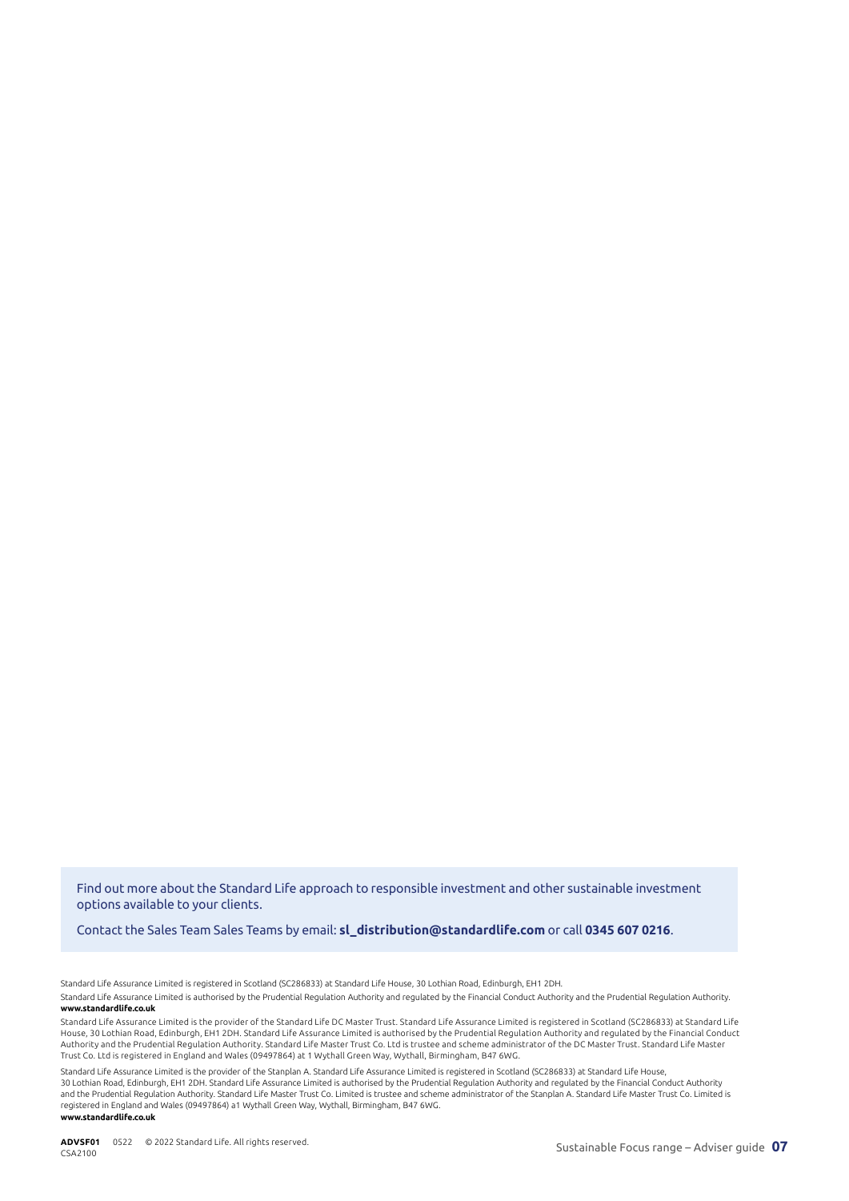Find out more about the Standard Life approach to responsible investment and other sustainable investment options available to your clients.

Contact the Sales Team Sales Teams by email: **sl_distribution@standardlife.com** or call **0345 607 0216**.

Standard Life Assurance Limited is registered in Scotland (SC286833) at Standard Life House, 30 Lothian Road, Edinburgh, EH1 2DH.

Standard Life Assurance Limited is authorised by the Prudential Regulation Authority and regulated by the Financial Conduct Authority and the Prudential Regulation Authority.
**www.standardlife.co.uk**

Standard Life Assurance Limited is the provider of the Standard Life DC Master Trust. Standard Life Assurance Limited is registered in Scotland (SC286833) at Standard Life House, 30 Lothian Road, Edinburgh, EH1 2DH. Standard Life Assurance Limited is authorised by the Prudential Regulation Authority and regulated by the Financial Conduct Authority and the Prudential Regulation Authority. Standard Life Master Trust Co. Ltd is trustee and scheme administrator of the DC Master Trust. Standard Life Master Trust Co. Ltd is registered in England and Wales (09497864) at 1 Wythall Green Way, Wythall, Birmingham, B47 6WG.

Standard Life Assurance Limited is the provider of the Stanplan A. Standard Life Assurance Limited is registered in Scotland (SC286833) at Standard Life House, 30 Lothian Road, Edinburgh, EH1 2DH. Standard Life Assurance Limited is authorised by the Prudential Regulation Authority and regulated by the Financial Conduct Authority and the Prudential Regulation Authority. Standard Life Master Trust Co. Limited is trustee and scheme administrator of the Stanplan A. Standard Life Master Trust Co. Limited is registered in England and Wales (09497864) a1 Wythall Green Way, Wythall, Birmingham, B47 6WG.
**www.standardlife.co.uk**

**ADVSF01** 0522 © 2022 Standard Life. All rights reserved.
CSA2100